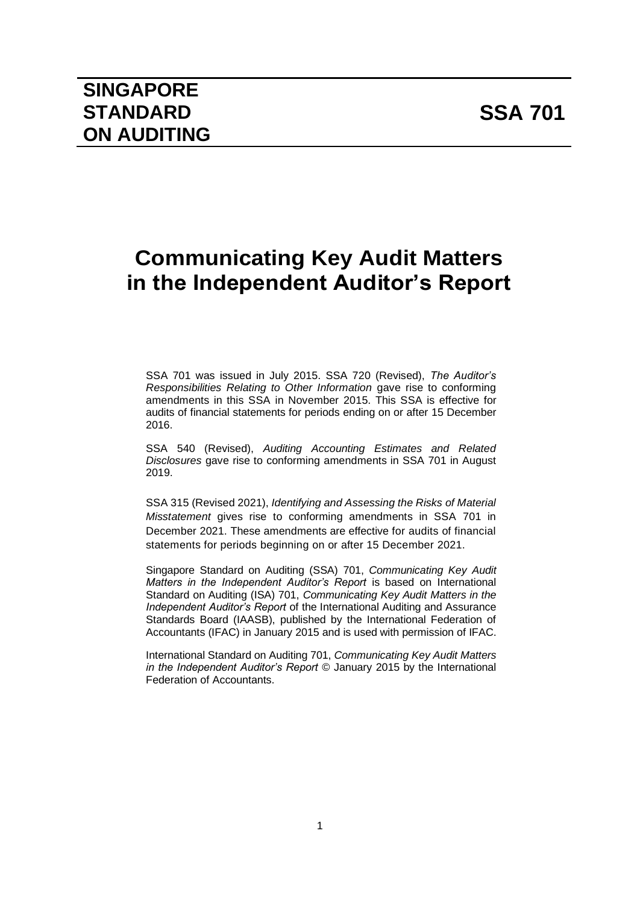# SINGAPORE STANDARD ON AUDITING

# SSA 701

# Communicating Key Audit Matters in the Independent Auditor's Report

SSA 701 was issued in July 2015. SSA 720 (Revised), *The Auditor's Responsibilities Relating to Other Information* gave rise to conforming amendments in this SSA in November 2015. This SSA is effective for audits of financial statements for periods ending on or after 15 December 2016.

SSA 540 (Revised), *Auditing Accounting Estimates and Related Disclosures* gave rise to conforming amendments in SSA 701 in August 2019.

SSA 315 (Revised 2021), *Identifying and Assessing the Risks of Material Misstatement* gives rise to conforming amendments in SSA 701 in December 2021. These amendments are effective for audits of financial statements for periods beginning on or after 15 December 2021.

Singapore Standard on Auditing (SSA) 701, *Communicating Key Audit Matters in the Independent Auditor's Report* is based on International Standard on Auditing (ISA) 701, *Communicating Key Audit Matters in the Independent Auditor's Report* of the International Auditing and Assurance Standards Board (IAASB), published by the International Federation of Accountants (IFAC) in January 2015 and is used with permission of IFAC.

International Standard on Auditing 701, *Communicating Key Audit Matters in the Independent Auditor's Report* © January 2015 by the International Federation of Accountants.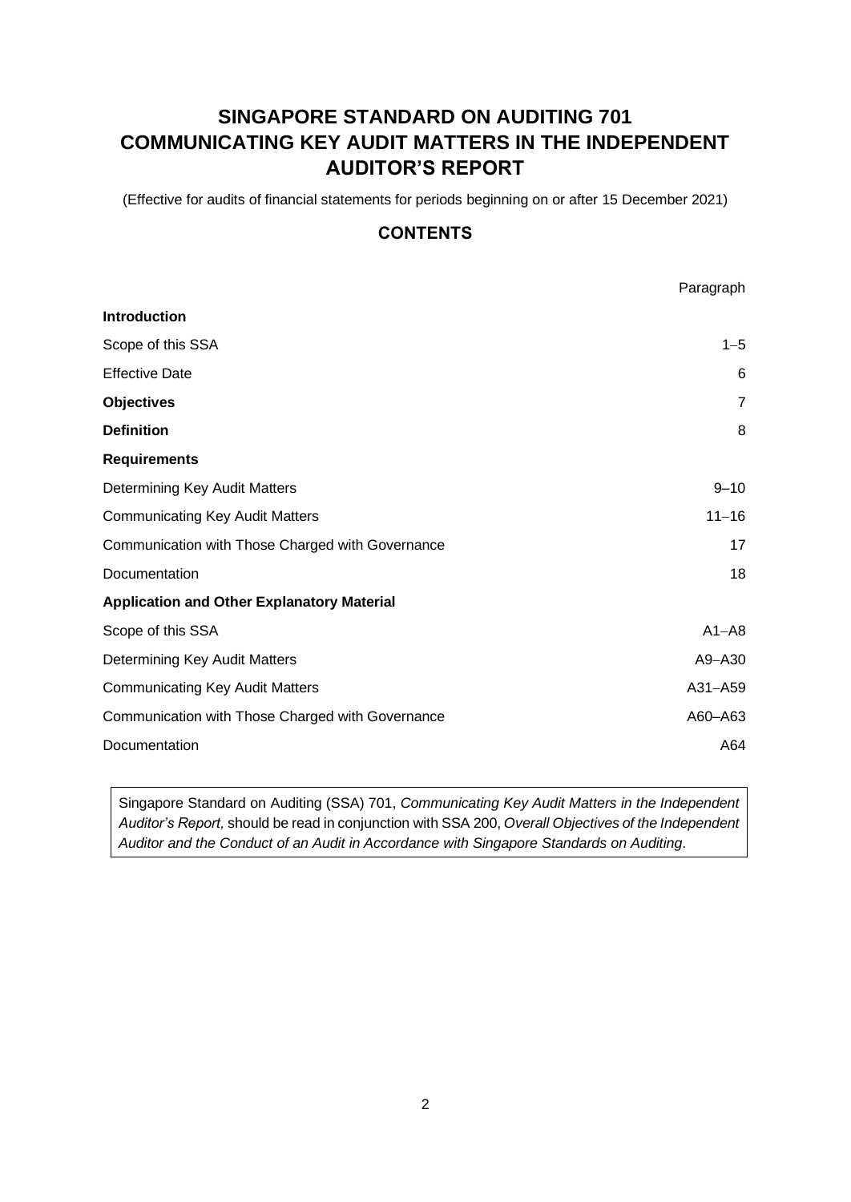# SINGAPORE STANDARD ON AUDITING 701
# COMMUNICATING KEY AUDIT MATTERS IN THE INDEPENDENT AUDITOR'S REPORT

(Effective for audits of financial statements for periods beginning on or after 15 December 2021)

## CONTENTS

| | Paragraph |
|---|---|
| **Introduction** | |
| Scope of this SSA | 1–5 |
| Effective Date | 6 |
| **Objectives** | 7 |
| **Definition** | 8 |
| **Requirements** | |
| Determining Key Audit Matters | 9–10 |
| Communicating Key Audit Matters | 11–16 |
| Communication with Those Charged with Governance | 17 |
| Documentation | 18 |
| **Application and Other Explanatory Material** | |
| Scope of this SSA | A1–A8 |
| Determining Key Audit Matters | A9–A30 |
| Communicating Key Audit Matters | A31–A59 |
| Communication with Those Charged with Governance | A60–A63 |
| Documentation | A64 |

Singapore Standard on Auditing (SSA) 701, *Communicating Key Audit Matters in the Independent Auditor's Report,* should be read in conjunction with SSA 200, *Overall Objectives of the Independent Auditor and the Conduct of an Audit in Accordance with Singapore Standards on Auditing*.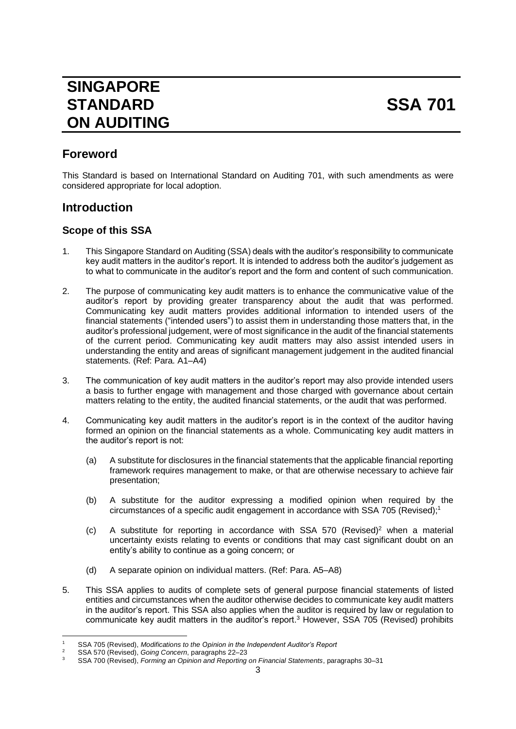# SINGAPORE STANDARD ON AUDITING — SSA 701

## Foreword

This Standard is based on International Standard on Auditing 701, with such amendments as were considered appropriate for local adoption.

## Introduction

### Scope of this SSA

1. This Singapore Standard on Auditing (SSA) deals with the auditor's responsibility to communicate key audit matters in the auditor's report. It is intended to address both the auditor's judgement as to what to communicate in the auditor's report and the form and content of such communication.

2. The purpose of communicating key audit matters is to enhance the communicative value of the auditor's report by providing greater transparency about the audit that was performed. Communicating key audit matters provides additional information to intended users of the financial statements ("intended users") to assist them in understanding those matters that, in the auditor's professional judgement, were of most significance in the audit of the financial statements of the current period. Communicating key audit matters may also assist intended users in understanding the entity and areas of significant management judgement in the audited financial statements. (Ref: Para. A1–A4)

3. The communication of key audit matters in the auditor's report may also provide intended users a basis to further engage with management and those charged with governance about certain matters relating to the entity, the audited financial statements, or the audit that was performed.

4. Communicating key audit matters in the auditor's report is in the context of the auditor having formed an opinion on the financial statements as a whole. Communicating key audit matters in the auditor's report is not:

   (a) A substitute for disclosures in the financial statements that the applicable financial reporting framework requires management to make, or that are otherwise necessary to achieve fair presentation;

   (b) A substitute for the auditor expressing a modified opinion when required by the circumstances of a specific audit engagement in accordance with SSA 705 (Revised);[1]

   (c) A substitute for reporting in accordance with SSA 570 (Revised)[2] when a material uncertainty exists relating to events or conditions that may cast significant doubt on an entity's ability to continue as a going concern; or

   (d) A separate opinion on individual matters. (Ref: Para. A5–A8)

5. This SSA applies to audits of complete sets of general purpose financial statements of listed entities and circumstances when the auditor otherwise decides to communicate key audit matters in the auditor's report. This SSA also applies when the auditor is required by law or regulation to communicate key audit matters in the auditor's report.[3] However, SSA 705 (Revised) prohibits

---

[1] SSA 705 (Revised), *Modifications to the Opinion in the Independent Auditor's Report*

[2] SSA 570 (Revised), *Going Concern*, paragraphs 22–23

[3] SSA 700 (Revised), *Forming an Opinion and Reporting on Financial Statements*, paragraphs 30–31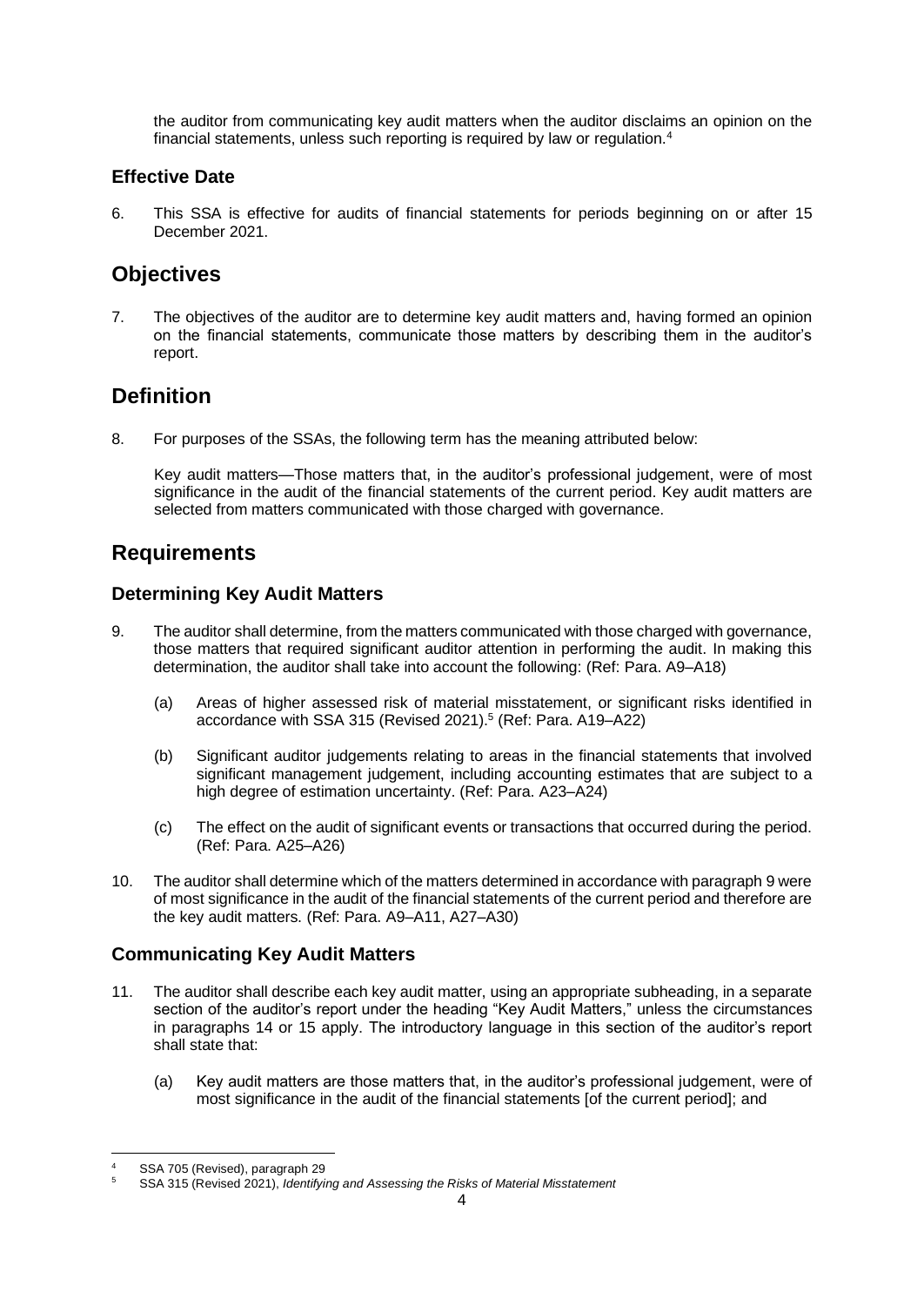the auditor from communicating key audit matters when the auditor disclaims an opinion on the financial statements, unless such reporting is required by law or regulation.[4]

### Effective Date

6. This SSA is effective for audits of financial statements for periods beginning on or after 15 December 2021.

## Objectives

7. The objectives of the auditor are to determine key audit matters and, having formed an opinion on the financial statements, communicate those matters by describing them in the auditor's report.

## Definition

8. For purposes of the SSAs, the following term has the meaning attributed below:

   Key audit matters—Those matters that, in the auditor's professional judgement, were of most significance in the audit of the financial statements of the current period. Key audit matters are selected from matters communicated with those charged with governance.

## Requirements

### Determining Key Audit Matters

9. The auditor shall determine, from the matters communicated with those charged with governance, those matters that required significant auditor attention in performing the audit. In making this determination, the auditor shall take into account the following: (Ref: Para. A9–A18)

   (a) Areas of higher assessed risk of material misstatement, or significant risks identified in accordance with SSA 315 (Revised 2021).[5] (Ref: Para. A19–A22)

   (b) Significant auditor judgements relating to areas in the financial statements that involved significant management judgement, including accounting estimates that are subject to a high degree of estimation uncertainty. (Ref: Para. A23–A24)

   (c) The effect on the audit of significant events or transactions that occurred during the period. (Ref: Para. A25–A26)

10. The auditor shall determine which of the matters determined in accordance with paragraph 9 were of most significance in the audit of the financial statements of the current period and therefore are the key audit matters. (Ref: Para. A9–A11, A27–A30)

### Communicating Key Audit Matters

11. The auditor shall describe each key audit matter, using an appropriate subheading, in a separate section of the auditor's report under the heading "Key Audit Matters," unless the circumstances in paragraphs 14 or 15 apply. The introductory language in this section of the auditor's report shall state that:

    (a) Key audit matters are those matters that, in the auditor's professional judgement, were of most significance in the audit of the financial statements [of the current period]; and

---

[4] SSA 705 (Revised), paragraph 29

[5] SSA 315 (Revised 2021), *Identifying and Assessing the Risks of Material Misstatement*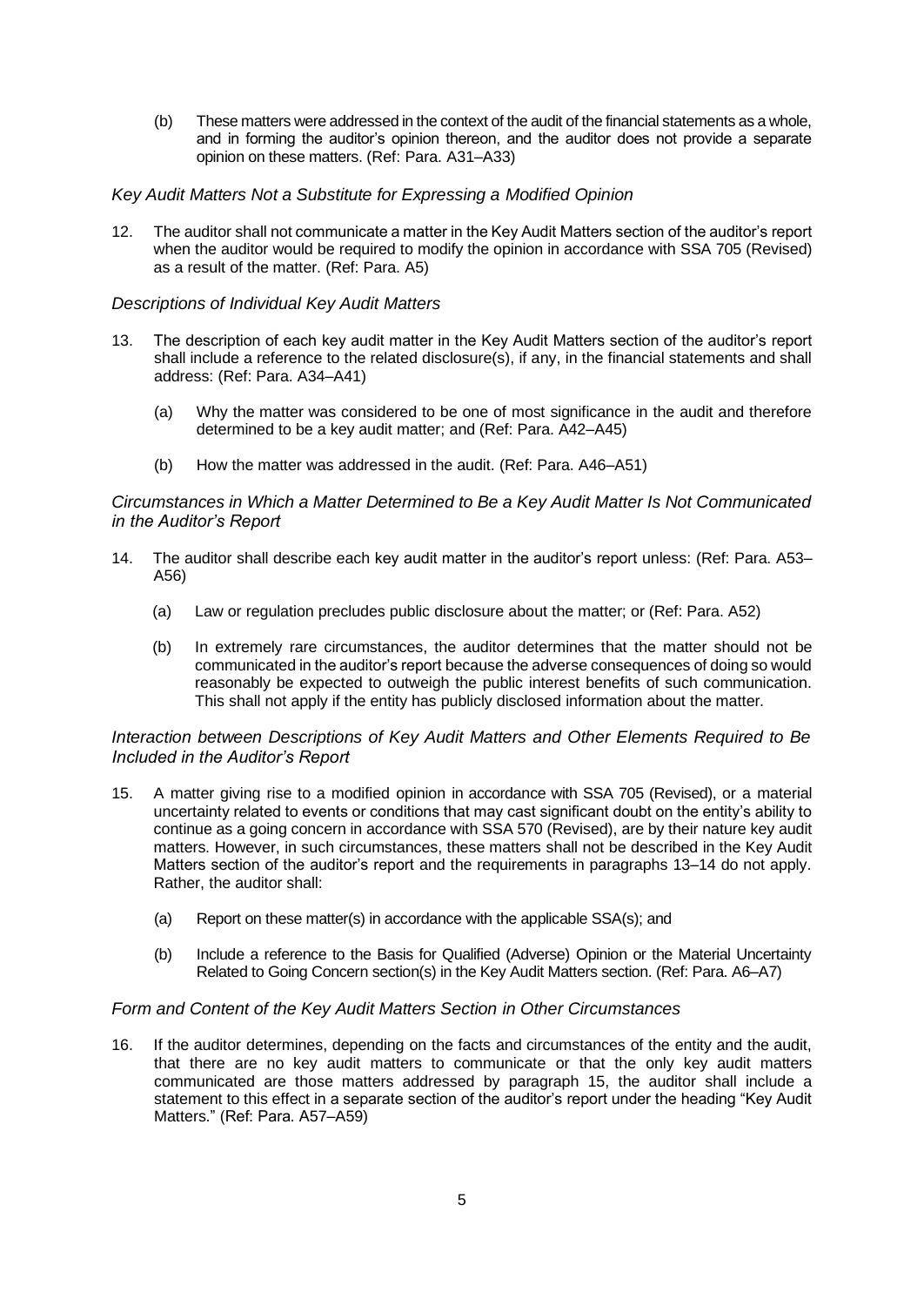(b) These matters were addressed in the context of the audit of the financial statements as a whole, and in forming the auditor's opinion thereon, and the auditor does not provide a separate opinion on these matters. (Ref: Para. A31–A33)

*Key Audit Matters Not a Substitute for Expressing a Modified Opinion*

12. The auditor shall not communicate a matter in the Key Audit Matters section of the auditor's report when the auditor would be required to modify the opinion in accordance with SSA 705 (Revised) as a result of the matter. (Ref: Para. A5)

*Descriptions of Individual Key Audit Matters*

13. The description of each key audit matter in the Key Audit Matters section of the auditor's report shall include a reference to the related disclosure(s), if any, in the financial statements and shall address: (Ref: Para. A34–A41)

    (a) Why the matter was considered to be one of most significance in the audit and therefore determined to be a key audit matter; and (Ref: Para. A42–A45)

    (b) How the matter was addressed in the audit. (Ref: Para. A46–A51)

*Circumstances in Which a Matter Determined to Be a Key Audit Matter Is Not Communicated in the Auditor's Report*

14. The auditor shall describe each key audit matter in the auditor's report unless: (Ref: Para. A53–A56)

    (a) Law or regulation precludes public disclosure about the matter; or (Ref: Para. A52)

    (b) In extremely rare circumstances, the auditor determines that the matter should not be communicated in the auditor's report because the adverse consequences of doing so would reasonably be expected to outweigh the public interest benefits of such communication. This shall not apply if the entity has publicly disclosed information about the matter.

*Interaction between Descriptions of Key Audit Matters and Other Elements Required to Be Included in the Auditor's Report*

15. A matter giving rise to a modified opinion in accordance with SSA 705 (Revised), or a material uncertainty related to events or conditions that may cast significant doubt on the entity's ability to continue as a going concern in accordance with SSA 570 (Revised), are by their nature key audit matters. However, in such circumstances, these matters shall not be described in the Key Audit Matters section of the auditor's report and the requirements in paragraphs 13–14 do not apply. Rather, the auditor shall:

    (a) Report on these matter(s) in accordance with the applicable SSA(s); and

    (b) Include a reference to the Basis for Qualified (Adverse) Opinion or the Material Uncertainty Related to Going Concern section(s) in the Key Audit Matters section. (Ref: Para. A6–A7)

*Form and Content of the Key Audit Matters Section in Other Circumstances*

16. If the auditor determines, depending on the facts and circumstances of the entity and the audit, that there are no key audit matters to communicate or that the only key audit matters communicated are those matters addressed by paragraph 15, the auditor shall include a statement to this effect in a separate section of the auditor's report under the heading "Key Audit Matters." (Ref: Para. A57–A59)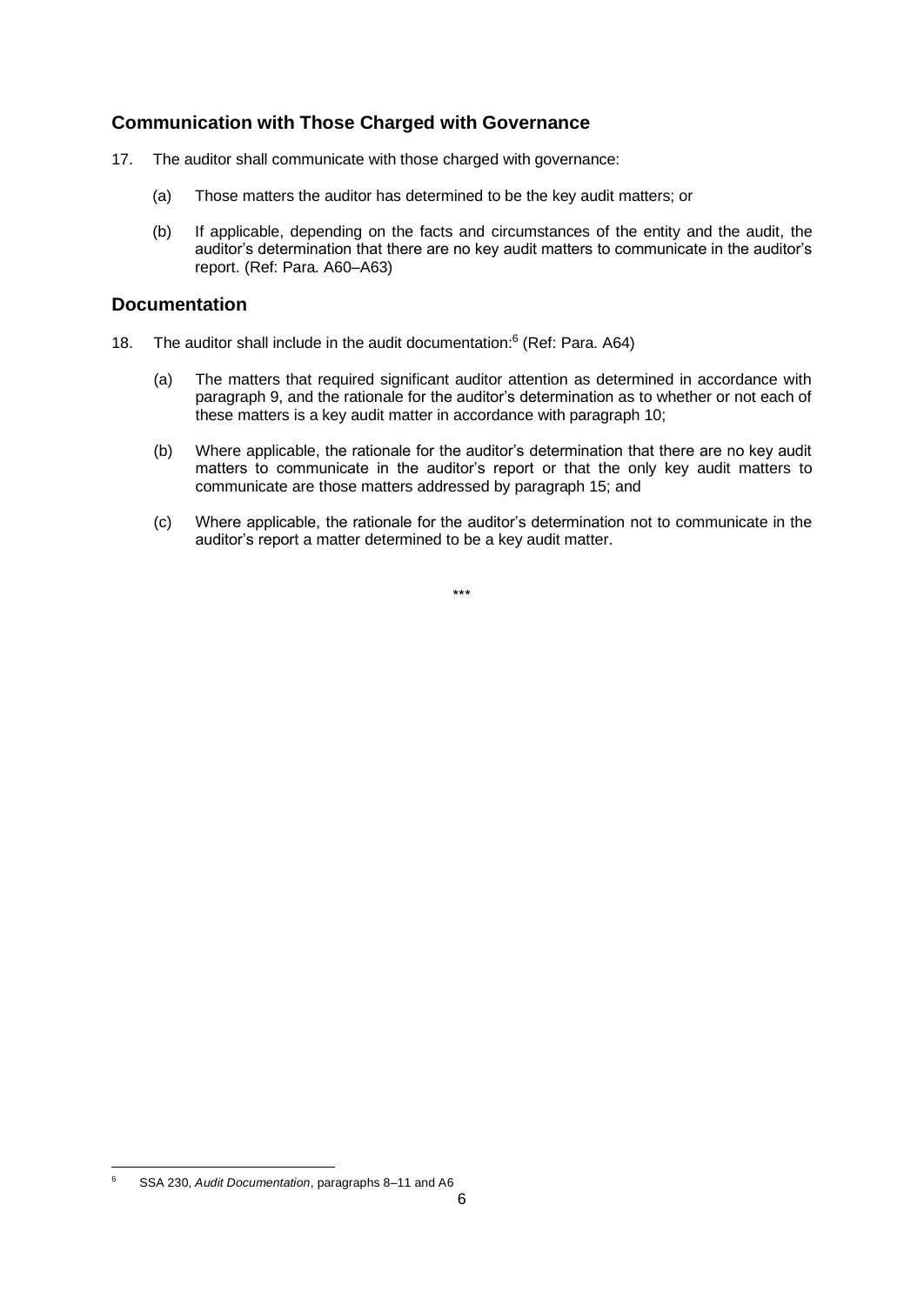## Communication with Those Charged with Governance

17. The auditor shall communicate with those charged with governance:

    (a) Those matters the auditor has determined to be the key audit matters; or

    (b) If applicable, depending on the facts and circumstances of the entity and the audit, the auditor's determination that there are no key audit matters to communicate in the auditor's report. (Ref: Para. A60–A63)

## Documentation

18. The auditor shall include in the audit documentation:[6] (Ref: Para. A64)

    (a) The matters that required significant auditor attention as determined in accordance with paragraph 9, and the rationale for the auditor's determination as to whether or not each of these matters is a key audit matter in accordance with paragraph 10;

    (b) Where applicable, the rationale for the auditor's determination that there are no key audit matters to communicate in the auditor's report or that the only key audit matters to communicate are those matters addressed by paragraph 15; and

    (c) Where applicable, the rationale for the auditor's determination not to communicate in the auditor's report a matter determined to be a key audit matter.

\*\*\*

[6] SSA 230, *Audit Documentation*, paragraphs 8–11 and A6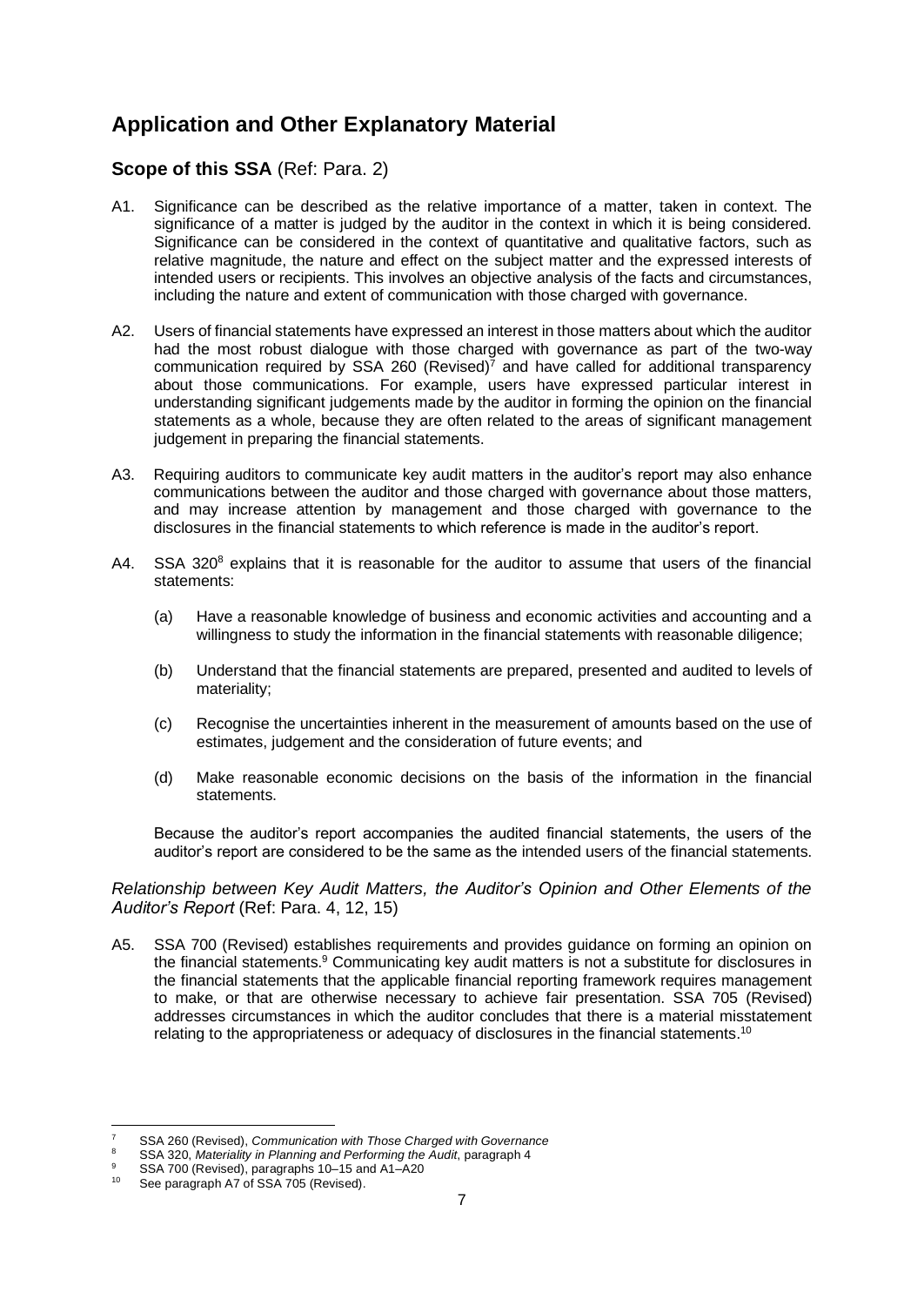## Application and Other Explanatory Material

### Scope of this SSA (Ref: Para. 2)

A1. Significance can be described as the relative importance of a matter, taken in context. The significance of a matter is judged by the auditor in the context in which it is being considered. Significance can be considered in the context of quantitative and qualitative factors, such as relative magnitude, the nature and effect on the subject matter and the expressed interests of intended users or recipients. This involves an objective analysis of the facts and circumstances, including the nature and extent of communication with those charged with governance.

A2. Users of financial statements have expressed an interest in those matters about which the auditor had the most robust dialogue with those charged with governance as part of the two-way communication required by SSA 260 (Revised)[7] and have called for additional transparency about those communications. For example, users have expressed particular interest in understanding significant judgements made by the auditor in forming the opinion on the financial statements as a whole, because they are often related to the areas of significant management judgement in preparing the financial statements.

A3. Requiring auditors to communicate key audit matters in the auditor's report may also enhance communications between the auditor and those charged with governance about those matters, and may increase attention by management and those charged with governance to the disclosures in the financial statements to which reference is made in the auditor's report.

A4. SSA 320[8] explains that it is reasonable for the auditor to assume that users of the financial statements:

(a) Have a reasonable knowledge of business and economic activities and accounting and a willingness to study the information in the financial statements with reasonable diligence;

(b) Understand that the financial statements are prepared, presented and audited to levels of materiality;

(c) Recognise the uncertainties inherent in the measurement of amounts based on the use of estimates, judgement and the consideration of future events; and

(d) Make reasonable economic decisions on the basis of the information in the financial statements.

Because the auditor's report accompanies the audited financial statements, the users of the auditor's report are considered to be the same as the intended users of the financial statements.

*Relationship between Key Audit Matters, the Auditor's Opinion and Other Elements of the Auditor's Report* (Ref: Para. 4, 12, 15)

A5. SSA 700 (Revised) establishes requirements and provides guidance on forming an opinion on the financial statements.[9] Communicating key audit matters is not a substitute for disclosures in the financial statements that the applicable financial reporting framework requires management to make, or that are otherwise necessary to achieve fair presentation. SSA 705 (Revised) addresses circumstances in which the auditor concludes that there is a material misstatement relating to the appropriateness or adequacy of disclosures in the financial statements.[10]

---

[7] SSA 260 (Revised), *Communication with Those Charged with Governance*

[8] SSA 320, *Materiality in Planning and Performing the Audit*, paragraph 4

[9] SSA 700 (Revised), paragraphs 10–15 and A1–A20

[10] See paragraph A7 of SSA 705 (Revised).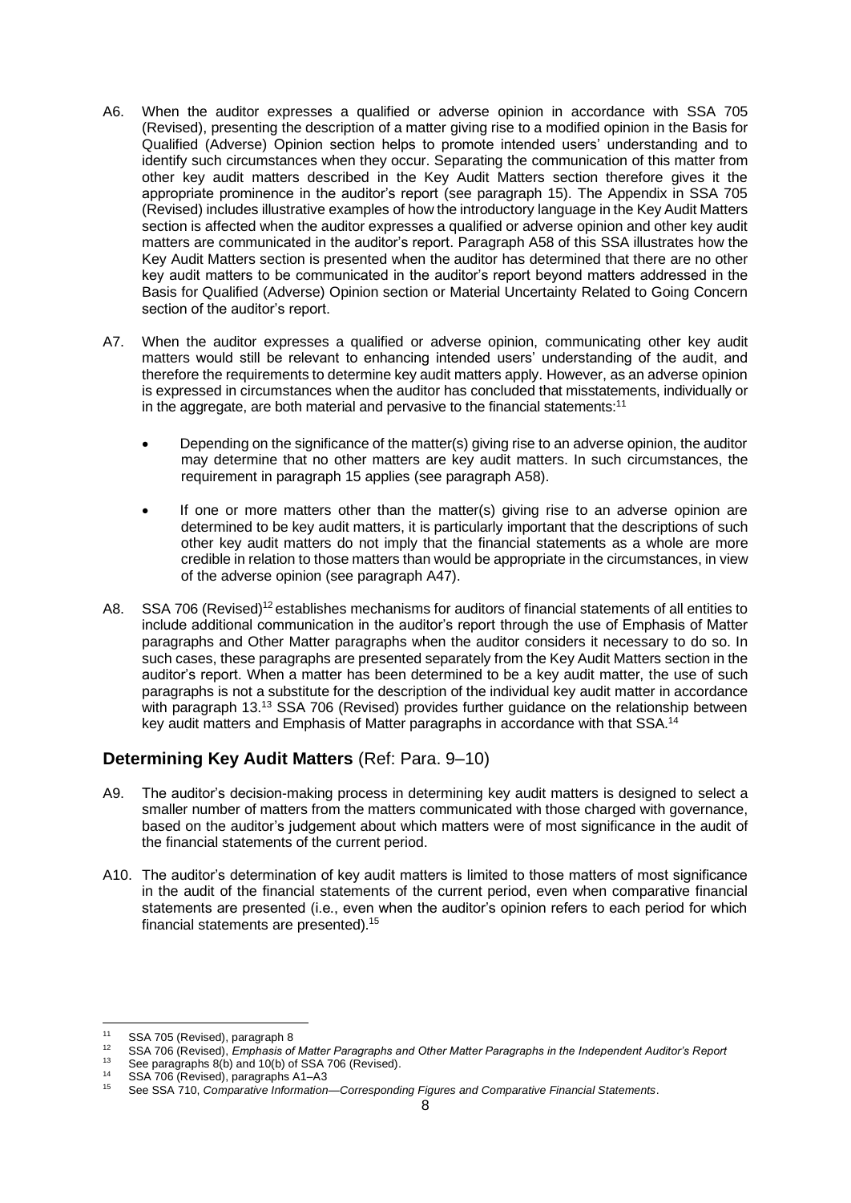A6. When the auditor expresses a qualified or adverse opinion in accordance with SSA 705 (Revised), presenting the description of a matter giving rise to a modified opinion in the Basis for Qualified (Adverse) Opinion section helps to promote intended users' understanding and to identify such circumstances when they occur. Separating the communication of this matter from other key audit matters described in the Key Audit Matters section therefore gives it the appropriate prominence in the auditor's report (see paragraph 15). The Appendix in SSA 705 (Revised) includes illustrative examples of how the introductory language in the Key Audit Matters section is affected when the auditor expresses a qualified or adverse opinion and other key audit matters are communicated in the auditor's report. Paragraph A58 of this SSA illustrates how the Key Audit Matters section is presented when the auditor has determined that there are no other key audit matters to be communicated in the auditor's report beyond matters addressed in the Basis for Qualified (Adverse) Opinion section or Material Uncertainty Related to Going Concern section of the auditor's report.

A7. When the auditor expresses a qualified or adverse opinion, communicating other key audit matters would still be relevant to enhancing intended users' understanding of the audit, and therefore the requirements to determine key audit matters apply. However, as an adverse opinion is expressed in circumstances when the auditor has concluded that misstatements, individually or in the aggregate, are both material and pervasive to the financial statements:[11]

- Depending on the significance of the matter(s) giving rise to an adverse opinion, the auditor may determine that no other matters are key audit matters. In such circumstances, the requirement in paragraph 15 applies (see paragraph A58).
- If one or more matters other than the matter(s) giving rise to an adverse opinion are determined to be key audit matters, it is particularly important that the descriptions of such other key audit matters do not imply that the financial statements as a whole are more credible in relation to those matters than would be appropriate in the circumstances, in view of the adverse opinion (see paragraph A47).

A8. SSA 706 (Revised)[12] establishes mechanisms for auditors of financial statements of all entities to include additional communication in the auditor's report through the use of Emphasis of Matter paragraphs and Other Matter paragraphs when the auditor considers it necessary to do so. In such cases, these paragraphs are presented separately from the Key Audit Matters section in the auditor's report. When a matter has been determined to be a key audit matter, the use of such paragraphs is not a substitute for the description of the individual key audit matter in accordance with paragraph 13.[13] SSA 706 (Revised) provides further guidance on the relationship between key audit matters and Emphasis of Matter paragraphs in accordance with that SSA.[14]

## **Determining Key Audit Matters** (Ref: Para. 9–10)

A9. The auditor's decision-making process in determining key audit matters is designed to select a smaller number of matters from the matters communicated with those charged with governance, based on the auditor's judgement about which matters were of most significance in the audit of the financial statements of the current period.

A10. The auditor's determination of key audit matters is limited to those matters of most significance in the audit of the financial statements of the current period, even when comparative financial statements are presented (i.e., even when the auditor's opinion refers to each period for which financial statements are presented).[15]

---

[11] SSA 705 (Revised), paragraph 8

[12] SSA 706 (Revised), *Emphasis of Matter Paragraphs and Other Matter Paragraphs in the Independent Auditor's Report*

[13] See paragraphs 8(b) and 10(b) of SSA 706 (Revised).

[14] SSA 706 (Revised), paragraphs A1–A3

[15] See SSA 710, *Comparative Information—Corresponding Figures and Comparative Financial Statements*.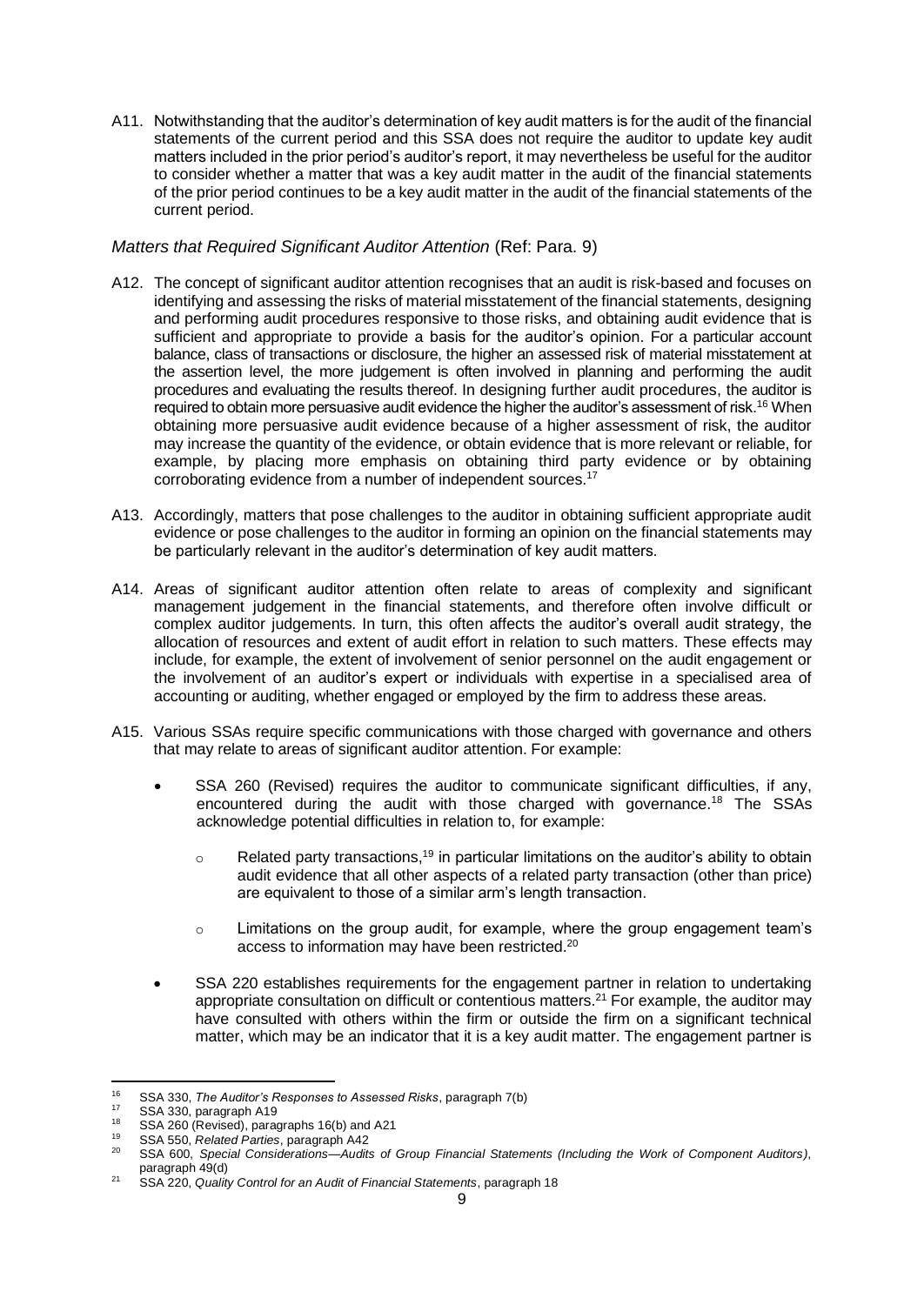A11. Notwithstanding that the auditor's determination of key audit matters is for the audit of the financial statements of the current period and this SSA does not require the auditor to update key audit matters included in the prior period's auditor's report, it may nevertheless be useful for the auditor to consider whether a matter that was a key audit matter in the audit of the financial statements of the prior period continues to be a key audit matter in the audit of the financial statements of the current period.

*Matters that Required Significant Auditor Attention* (Ref: Para. 9)

A12. The concept of significant auditor attention recognises that an audit is risk-based and focuses on identifying and assessing the risks of material misstatement of the financial statements, designing and performing audit procedures responsive to those risks, and obtaining audit evidence that is sufficient and appropriate to provide a basis for the auditor's opinion. For a particular account balance, class of transactions or disclosure, the higher an assessed risk of material misstatement at the assertion level, the more judgement is often involved in planning and performing the audit procedures and evaluating the results thereof. In designing further audit procedures, the auditor is required to obtain more persuasive audit evidence the higher the auditor's assessment of risk.[16] When obtaining more persuasive audit evidence because of a higher assessment of risk, the auditor may increase the quantity of the evidence, or obtain evidence that is more relevant or reliable, for example, by placing more emphasis on obtaining third party evidence or by obtaining corroborating evidence from a number of independent sources.[17]

A13. Accordingly, matters that pose challenges to the auditor in obtaining sufficient appropriate audit evidence or pose challenges to the auditor in forming an opinion on the financial statements may be particularly relevant in the auditor's determination of key audit matters.

A14. Areas of significant auditor attention often relate to areas of complexity and significant management judgement in the financial statements, and therefore often involve difficult or complex auditor judgements. In turn, this often affects the auditor's overall audit strategy, the allocation of resources and extent of audit effort in relation to such matters. These effects may include, for example, the extent of involvement of senior personnel on the audit engagement or the involvement of an auditor's expert or individuals with expertise in a specialised area of accounting or auditing, whether engaged or employed by the firm to address these areas.

A15. Various SSAs require specific communications with those charged with governance and others that may relate to areas of significant auditor attention. For example:

- SSA 260 (Revised) requires the auditor to communicate significant difficulties, if any, encountered during the audit with those charged with governance.[18] The SSAs acknowledge potential difficulties in relation to, for example:
  - Related party transactions,[19] in particular limitations on the auditor's ability to obtain audit evidence that all other aspects of a related party transaction (other than price) are equivalent to those of a similar arm's length transaction.
  - Limitations on the group audit, for example, where the group engagement team's access to information may have been restricted.[20]
- SSA 220 establishes requirements for the engagement partner in relation to undertaking appropriate consultation on difficult or contentious matters.[21] For example, the auditor may have consulted with others within the firm or outside the firm on a significant technical matter, which may be an indicator that it is a key audit matter. The engagement partner is

---

[16] SSA 330, *The Auditor's Responses to Assessed Risks*, paragraph 7(b)

[17] SSA 330, paragraph A19

[18] SSA 260 (Revised), paragraphs 16(b) and A21

[19] SSA 550, *Related Parties*, paragraph A42

[20] SSA 600, *Special Considerations—Audits of Group Financial Statements (Including the Work of Component Auditors)*, paragraph 49(d)

[21] SSA 220, *Quality Control for an Audit of Financial Statements*, paragraph 18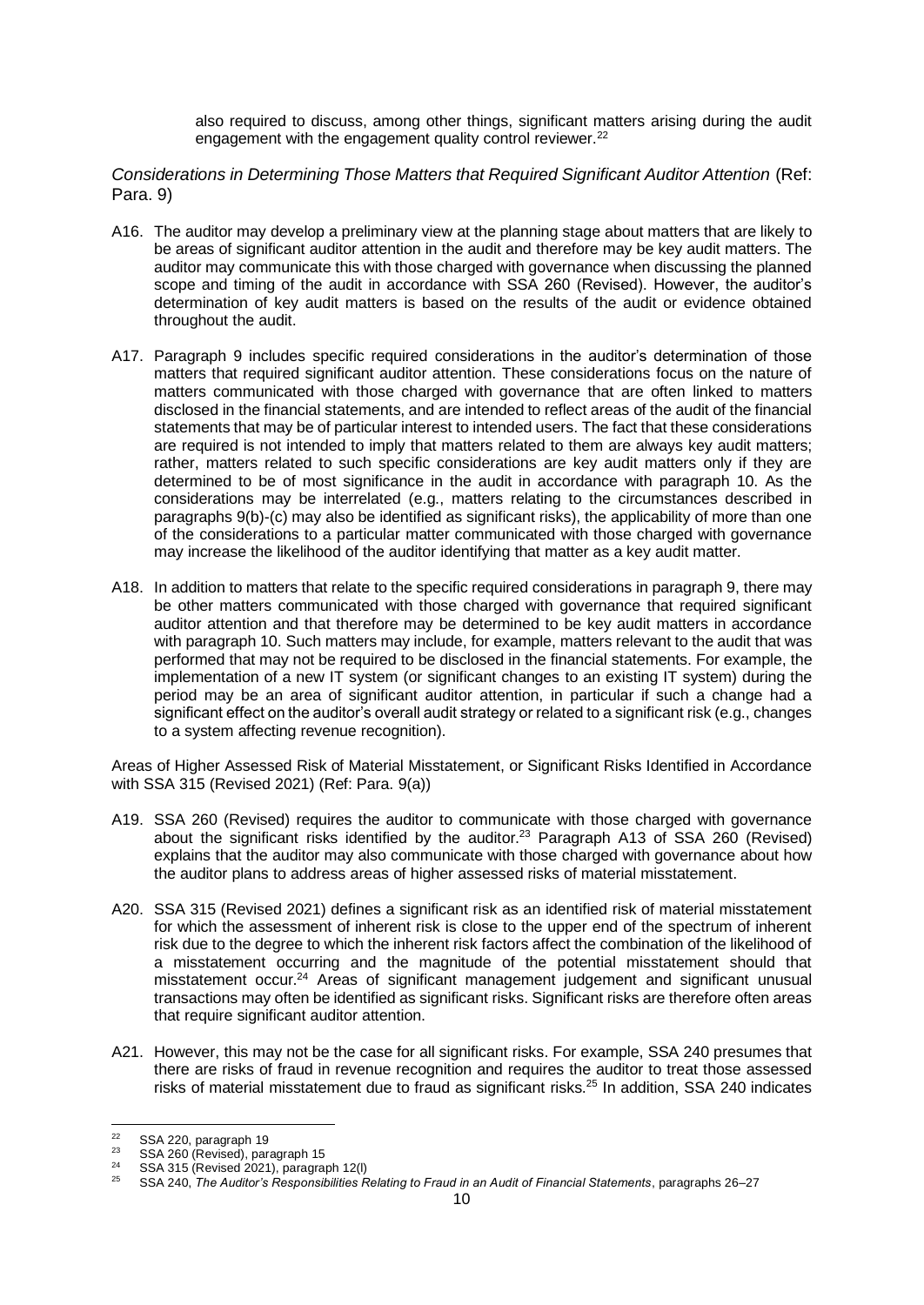also required to discuss, among other things, significant matters arising during the audit engagement with the engagement quality control reviewer.[22]

*Considerations in Determining Those Matters that Required Significant Auditor Attention* (Ref: Para. 9)

A16. The auditor may develop a preliminary view at the planning stage about matters that are likely to be areas of significant auditor attention in the audit and therefore may be key audit matters. The auditor may communicate this with those charged with governance when discussing the planned scope and timing of the audit in accordance with SSA 260 (Revised). However, the auditor's determination of key audit matters is based on the results of the audit or evidence obtained throughout the audit.

A17. Paragraph 9 includes specific required considerations in the auditor's determination of those matters that required significant auditor attention. These considerations focus on the nature of matters communicated with those charged with governance that are often linked to matters disclosed in the financial statements, and are intended to reflect areas of the audit of the financial statements that may be of particular interest to intended users. The fact that these considerations are required is not intended to imply that matters related to them are always key audit matters; rather, matters related to such specific considerations are key audit matters only if they are determined to be of most significance in the audit in accordance with paragraph 10. As the considerations may be interrelated (e.g., matters relating to the circumstances described in paragraphs 9(b)-(c) may also be identified as significant risks), the applicability of more than one of the considerations to a particular matter communicated with those charged with governance may increase the likelihood of the auditor identifying that matter as a key audit matter.

A18. In addition to matters that relate to the specific required considerations in paragraph 9, there may be other matters communicated with those charged with governance that required significant auditor attention and that therefore may be determined to be key audit matters in accordance with paragraph 10. Such matters may include, for example, matters relevant to the audit that was performed that may not be required to be disclosed in the financial statements. For example, the implementation of a new IT system (or significant changes to an existing IT system) during the period may be an area of significant auditor attention, in particular if such a change had a significant effect on the auditor's overall audit strategy or related to a significant risk (e.g., changes to a system affecting revenue recognition).

Areas of Higher Assessed Risk of Material Misstatement, or Significant Risks Identified in Accordance with SSA 315 (Revised 2021) (Ref: Para. 9(a))

A19. SSA 260 (Revised) requires the auditor to communicate with those charged with governance about the significant risks identified by the auditor.[23] Paragraph A13 of SSA 260 (Revised) explains that the auditor may also communicate with those charged with governance about how the auditor plans to address areas of higher assessed risks of material misstatement.

A20. SSA 315 (Revised 2021) defines a significant risk as an identified risk of material misstatement for which the assessment of inherent risk is close to the upper end of the spectrum of inherent risk due to the degree to which the inherent risk factors affect the combination of the likelihood of a misstatement occurring and the magnitude of the potential misstatement should that misstatement occur.[24] Areas of significant management judgement and significant unusual transactions may often be identified as significant risks. Significant risks are therefore often areas that require significant auditor attention.

A21. However, this may not be the case for all significant risks. For example, SSA 240 presumes that there are risks of fraud in revenue recognition and requires the auditor to treat those assessed risks of material misstatement due to fraud as significant risks.[25] In addition, SSA 240 indicates

[22] SSA 220, paragraph 19

[23] SSA 260 (Revised), paragraph 15

[24] SSA 315 (Revised 2021), paragraph 12(l)

[25] SSA 240, *The Auditor's Responsibilities Relating to Fraud in an Audit of Financial Statements*, paragraphs 26–27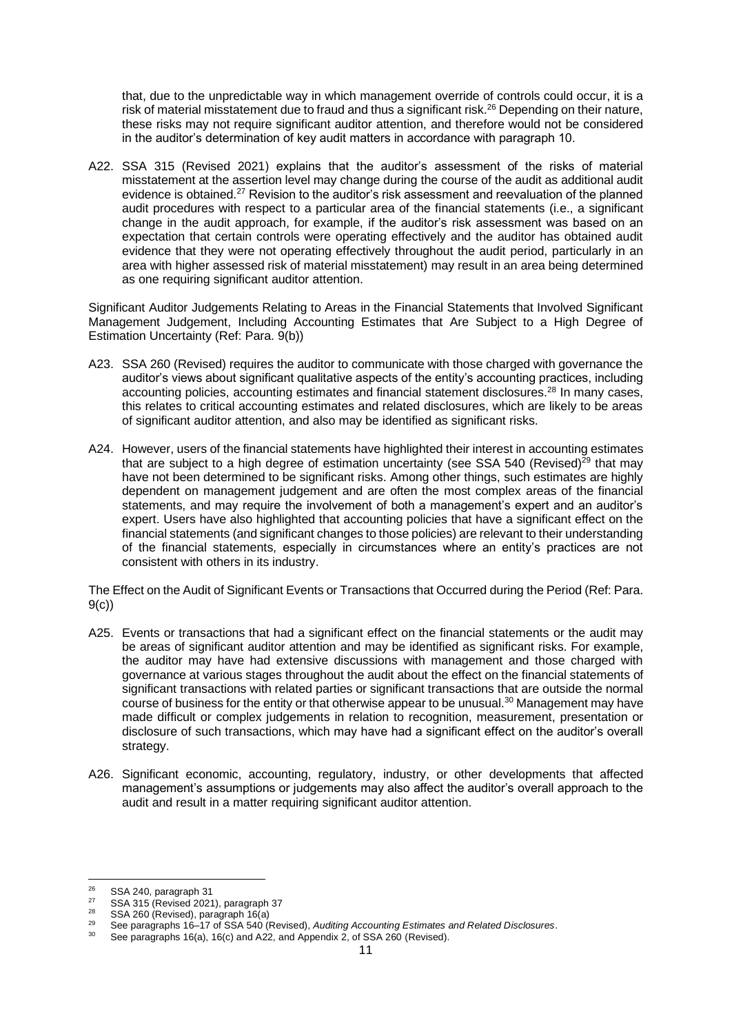that, due to the unpredictable way in which management override of controls could occur, it is a risk of material misstatement due to fraud and thus a significant risk.[26] Depending on their nature, these risks may not require significant auditor attention, and therefore would not be considered in the auditor's determination of key audit matters in accordance with paragraph 10.

A22. SSA 315 (Revised 2021) explains that the auditor's assessment of the risks of material misstatement at the assertion level may change during the course of the audit as additional audit evidence is obtained.[27] Revision to the auditor's risk assessment and reevaluation of the planned audit procedures with respect to a particular area of the financial statements (i.e., a significant change in the audit approach, for example, if the auditor's risk assessment was based on an expectation that certain controls were operating effectively and the auditor has obtained audit evidence that they were not operating effectively throughout the audit period, particularly in an area with higher assessed risk of material misstatement) may result in an area being determined as one requiring significant auditor attention.

Significant Auditor Judgements Relating to Areas in the Financial Statements that Involved Significant Management Judgement, Including Accounting Estimates that Are Subject to a High Degree of Estimation Uncertainty (Ref: Para. 9(b))

A23. SSA 260 (Revised) requires the auditor to communicate with those charged with governance the auditor's views about significant qualitative aspects of the entity's accounting practices, including accounting policies, accounting estimates and financial statement disclosures.[28] In many cases, this relates to critical accounting estimates and related disclosures, which are likely to be areas of significant auditor attention, and also may be identified as significant risks.

A24. However, users of the financial statements have highlighted their interest in accounting estimates that are subject to a high degree of estimation uncertainty (see SSA 540 (Revised)[29] that may have not been determined to be significant risks. Among other things, such estimates are highly dependent on management judgement and are often the most complex areas of the financial statements, and may require the involvement of both a management's expert and an auditor's expert. Users have also highlighted that accounting policies that have a significant effect on the financial statements (and significant changes to those policies) are relevant to their understanding of the financial statements, especially in circumstances where an entity's practices are not consistent with others in its industry.

The Effect on the Audit of Significant Events or Transactions that Occurred during the Period (Ref: Para. 9(c))

A25. Events or transactions that had a significant effect on the financial statements or the audit may be areas of significant auditor attention and may be identified as significant risks. For example, the auditor may have had extensive discussions with management and those charged with governance at various stages throughout the audit about the effect on the financial statements of significant transactions with related parties or significant transactions that are outside the normal course of business for the entity or that otherwise appear to be unusual.[30] Management may have made difficult or complex judgements in relation to recognition, measurement, presentation or disclosure of such transactions, which may have had a significant effect on the auditor's overall strategy.

A26. Significant economic, accounting, regulatory, industry, or other developments that affected management's assumptions or judgements may also affect the auditor's overall approach to the audit and result in a matter requiring significant auditor attention.

---

[26] SSA 240, paragraph 31

[27] SSA 315 (Revised 2021), paragraph 37

[28] SSA 260 (Revised), paragraph 16(a)

[29] See paragraphs 16–17 of SSA 540 (Revised), *Auditing Accounting Estimates and Related Disclosures*.

[30] See paragraphs 16(a), 16(c) and A22, and Appendix 2, of SSA 260 (Revised).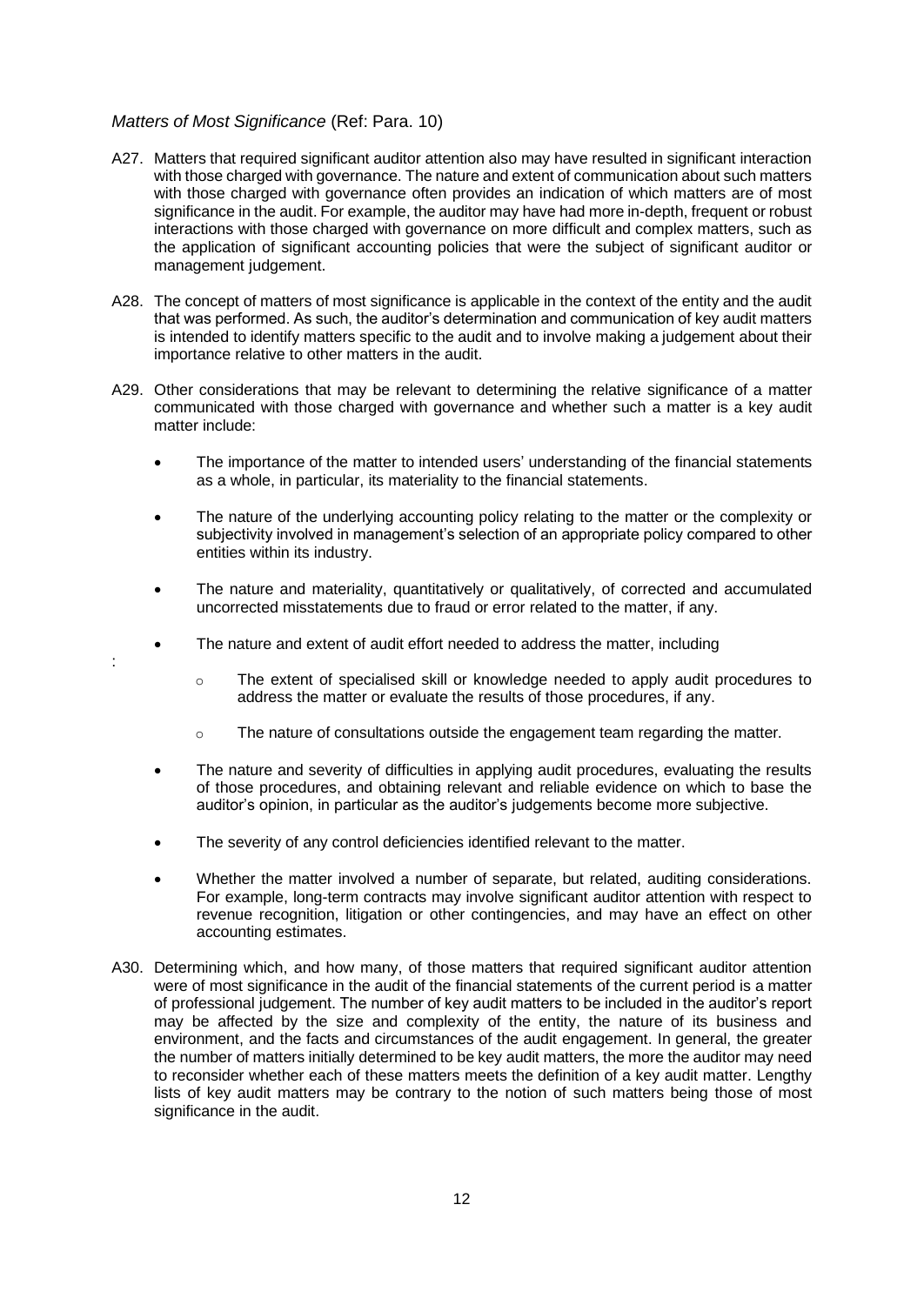*Matters of Most Significance* (Ref: Para. 10)

A27. Matters that required significant auditor attention also may have resulted in significant interaction with those charged with governance. The nature and extent of communication about such matters with those charged with governance often provides an indication of which matters are of most significance in the audit. For example, the auditor may have had more in-depth, frequent or robust interactions with those charged with governance on more difficult and complex matters, such as the application of significant accounting policies that were the subject of significant auditor or management judgement.

A28. The concept of matters of most significance is applicable in the context of the entity and the audit that was performed. As such, the auditor's determination and communication of key audit matters is intended to identify matters specific to the audit and to involve making a judgement about their importance relative to other matters in the audit.

A29. Other considerations that may be relevant to determining the relative significance of a matter communicated with those charged with governance and whether such a matter is a key audit matter include:

- The importance of the matter to intended users' understanding of the financial statements as a whole, in particular, its materiality to the financial statements.
- The nature of the underlying accounting policy relating to the matter or the complexity or subjectivity involved in management's selection of an appropriate policy compared to other entities within its industry.
- The nature and materiality, quantitatively or qualitatively, of corrected and accumulated uncorrected misstatements due to fraud or error related to the matter, if any.
- The nature and extent of audit effort needed to address the matter, including
  - The extent of specialised skill or knowledge needed to apply audit procedures to address the matter or evaluate the results of those procedures, if any.
  - The nature of consultations outside the engagement team regarding the matter.
- The nature and severity of difficulties in applying audit procedures, evaluating the results of those procedures, and obtaining relevant and reliable evidence on which to base the auditor's opinion, in particular as the auditor's judgements become more subjective.
- The severity of any control deficiencies identified relevant to the matter.
- Whether the matter involved a number of separate, but related, auditing considerations. For example, long-term contracts may involve significant auditor attention with respect to revenue recognition, litigation or other contingencies, and may have an effect on other accounting estimates.

A30. Determining which, and how many, of those matters that required significant auditor attention were of most significance in the audit of the financial statements of the current period is a matter of professional judgement. The number of key audit matters to be included in the auditor's report may be affected by the size and complexity of the entity, the nature of its business and environment, and the facts and circumstances of the audit engagement. In general, the greater the number of matters initially determined to be key audit matters, the more the auditor may need to reconsider whether each of these matters meets the definition of a key audit matter. Lengthy lists of key audit matters may be contrary to the notion of such matters being those of most significance in the audit.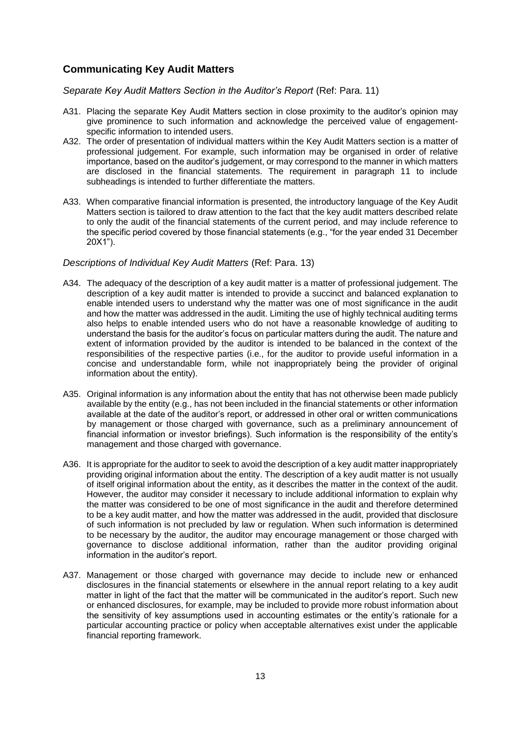## Communicating Key Audit Matters

*Separate Key Audit Matters Section in the Auditor's Report* (Ref: Para. 11)

A31. Placing the separate Key Audit Matters section in close proximity to the auditor's opinion may give prominence to such information and acknowledge the perceived value of engagement-specific information to intended users.

A32. The order of presentation of individual matters within the Key Audit Matters section is a matter of professional judgement. For example, such information may be organised in order of relative importance, based on the auditor's judgement, or may correspond to the manner in which matters are disclosed in the financial statements. The requirement in paragraph 11 to include subheadings is intended to further differentiate the matters.

A33. When comparative financial information is presented, the introductory language of the Key Audit Matters section is tailored to draw attention to the fact that the key audit matters described relate to only the audit of the financial statements of the current period, and may include reference to the specific period covered by those financial statements (e.g., "for the year ended 31 December 20X1").

*Descriptions of Individual Key Audit Matters* (Ref: Para. 13)

A34. The adequacy of the description of a key audit matter is a matter of professional judgement. The description of a key audit matter is intended to provide a succinct and balanced explanation to enable intended users to understand why the matter was one of most significance in the audit and how the matter was addressed in the audit. Limiting the use of highly technical auditing terms also helps to enable intended users who do not have a reasonable knowledge of auditing to understand the basis for the auditor's focus on particular matters during the audit. The nature and extent of information provided by the auditor is intended to be balanced in the context of the responsibilities of the respective parties (i.e., for the auditor to provide useful information in a concise and understandable form, while not inappropriately being the provider of original information about the entity).

A35. Original information is any information about the entity that has not otherwise been made publicly available by the entity (e.g., has not been included in the financial statements or other information available at the date of the auditor's report, or addressed in other oral or written communications by management or those charged with governance, such as a preliminary announcement of financial information or investor briefings). Such information is the responsibility of the entity's management and those charged with governance.

A36. It is appropriate for the auditor to seek to avoid the description of a key audit matter inappropriately providing original information about the entity. The description of a key audit matter is not usually of itself original information about the entity, as it describes the matter in the context of the audit. However, the auditor may consider it necessary to include additional information to explain why the matter was considered to be one of most significance in the audit and therefore determined to be a key audit matter, and how the matter was addressed in the audit, provided that disclosure of such information is not precluded by law or regulation. When such information is determined to be necessary by the auditor, the auditor may encourage management or those charged with governance to disclose additional information, rather than the auditor providing original information in the auditor's report.

A37. Management or those charged with governance may decide to include new or enhanced disclosures in the financial statements or elsewhere in the annual report relating to a key audit matter in light of the fact that the matter will be communicated in the auditor's report. Such new or enhanced disclosures, for example, may be included to provide more robust information about the sensitivity of key assumptions used in accounting estimates or the entity's rationale for a particular accounting practice or policy when acceptable alternatives exist under the applicable financial reporting framework.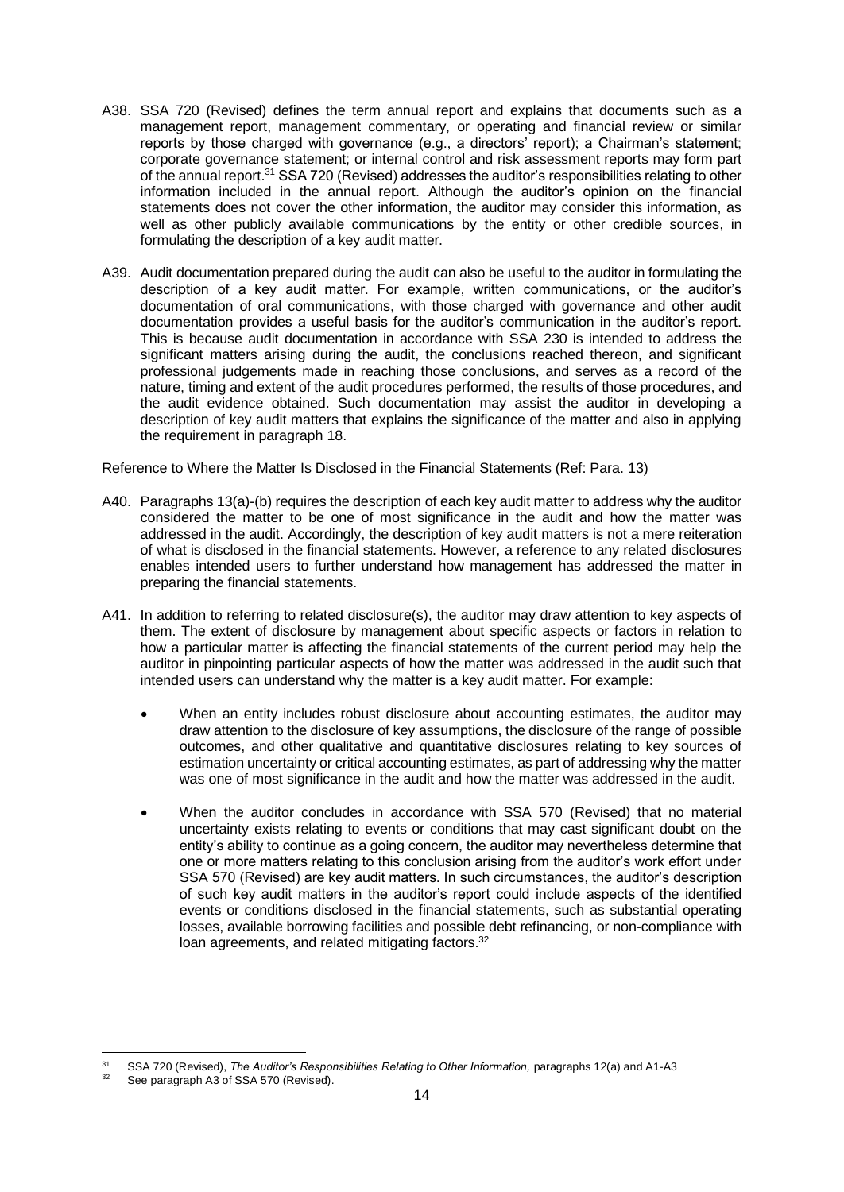A38. SSA 720 (Revised) defines the term annual report and explains that documents such as a management report, management commentary, or operating and financial review or similar reports by those charged with governance (e.g., a directors' report); a Chairman's statement; corporate governance statement; or internal control and risk assessment reports may form part of the annual report.[31] SSA 720 (Revised) addresses the auditor's responsibilities relating to other information included in the annual report. Although the auditor's opinion on the financial statements does not cover the other information, the auditor may consider this information, as well as other publicly available communications by the entity or other credible sources, in formulating the description of a key audit matter.

A39. Audit documentation prepared during the audit can also be useful to the auditor in formulating the description of a key audit matter. For example, written communications, or the auditor's documentation of oral communications, with those charged with governance and other audit documentation provides a useful basis for the auditor's communication in the auditor's report. This is because audit documentation in accordance with SSA 230 is intended to address the significant matters arising during the audit, the conclusions reached thereon, and significant professional judgements made in reaching those conclusions, and serves as a record of the nature, timing and extent of the audit procedures performed, the results of those procedures, and the audit evidence obtained. Such documentation may assist the auditor in developing a description of key audit matters that explains the significance of the matter and also in applying the requirement in paragraph 18.

Reference to Where the Matter Is Disclosed in the Financial Statements (Ref: Para. 13)

A40. Paragraphs 13(a)-(b) requires the description of each key audit matter to address why the auditor considered the matter to be one of most significance in the audit and how the matter was addressed in the audit. Accordingly, the description of key audit matters is not a mere reiteration of what is disclosed in the financial statements. However, a reference to any related disclosures enables intended users to further understand how management has addressed the matter in preparing the financial statements.

A41. In addition to referring to related disclosure(s), the auditor may draw attention to key aspects of them. The extent of disclosure by management about specific aspects or factors in relation to how a particular matter is affecting the financial statements of the current period may help the auditor in pinpointing particular aspects of how the matter was addressed in the audit such that intended users can understand why the matter is a key audit matter. For example:

- When an entity includes robust disclosure about accounting estimates, the auditor may draw attention to the disclosure of key assumptions, the disclosure of the range of possible outcomes, and other qualitative and quantitative disclosures relating to key sources of estimation uncertainty or critical accounting estimates, as part of addressing why the matter was one of most significance in the audit and how the matter was addressed in the audit.

- When the auditor concludes in accordance with SSA 570 (Revised) that no material uncertainty exists relating to events or conditions that may cast significant doubt on the entity's ability to continue as a going concern, the auditor may nevertheless determine that one or more matters relating to this conclusion arising from the auditor's work effort under SSA 570 (Revised) are key audit matters. In such circumstances, the auditor's description of such key audit matters in the auditor's report could include aspects of the identified events or conditions disclosed in the financial statements, such as substantial operating losses, available borrowing facilities and possible debt refinancing, or non-compliance with loan agreements, and related mitigating factors.[32]

---

[31] SSA 720 (Revised), *The Auditor's Responsibilities Relating to Other Information,* paragraphs 12(a) and A1-A3

[32] See paragraph A3 of SSA 570 (Revised).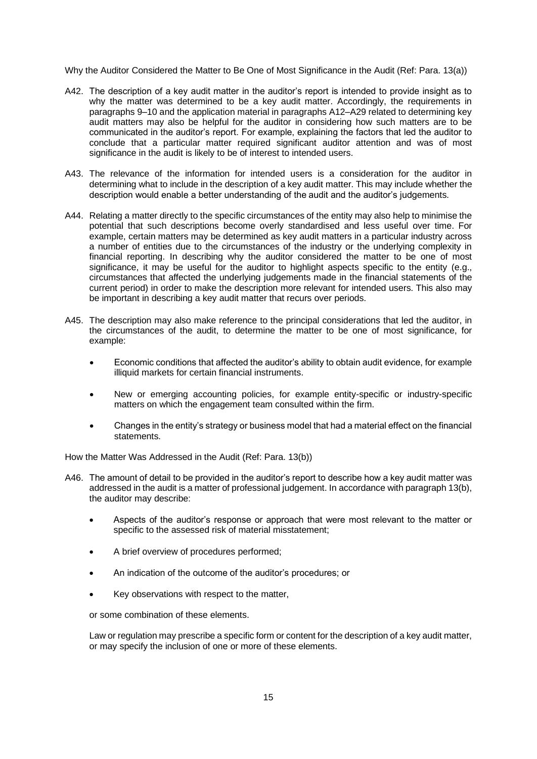Why the Auditor Considered the Matter to Be One of Most Significance in the Audit (Ref: Para. 13(a))

A42. The description of a key audit matter in the auditor's report is intended to provide insight as to why the matter was determined to be a key audit matter. Accordingly, the requirements in paragraphs 9–10 and the application material in paragraphs A12–A29 related to determining key audit matters may also be helpful for the auditor in considering how such matters are to be communicated in the auditor's report. For example, explaining the factors that led the auditor to conclude that a particular matter required significant auditor attention and was of most significance in the audit is likely to be of interest to intended users.

A43. The relevance of the information for intended users is a consideration for the auditor in determining what to include in the description of a key audit matter. This may include whether the description would enable a better understanding of the audit and the auditor's judgements.

A44. Relating a matter directly to the specific circumstances of the entity may also help to minimise the potential that such descriptions become overly standardised and less useful over time. For example, certain matters may be determined as key audit matters in a particular industry across a number of entities due to the circumstances of the industry or the underlying complexity in financial reporting. In describing why the auditor considered the matter to be one of most significance, it may be useful for the auditor to highlight aspects specific to the entity (e.g., circumstances that affected the underlying judgements made in the financial statements of the current period) in order to make the description more relevant for intended users. This also may be important in describing a key audit matter that recurs over periods.

A45. The description may also make reference to the principal considerations that led the auditor, in the circumstances of the audit, to determine the matter to be one of most significance, for example:

- Economic conditions that affected the auditor's ability to obtain audit evidence, for example illiquid markets for certain financial instruments.
- New or emerging accounting policies, for example entity-specific or industry-specific matters on which the engagement team consulted within the firm.
- Changes in the entity's strategy or business model that had a material effect on the financial statements.

How the Matter Was Addressed in the Audit (Ref: Para. 13(b))

A46. The amount of detail to be provided in the auditor's report to describe how a key audit matter was addressed in the audit is a matter of professional judgement. In accordance with paragraph 13(b), the auditor may describe:

- Aspects of the auditor's response or approach that were most relevant to the matter or specific to the assessed risk of material misstatement;
- A brief overview of procedures performed;
- An indication of the outcome of the auditor's procedures; or
- Key observations with respect to the matter,

or some combination of these elements.

Law or regulation may prescribe a specific form or content for the description of a key audit matter, or may specify the inclusion of one or more of these elements.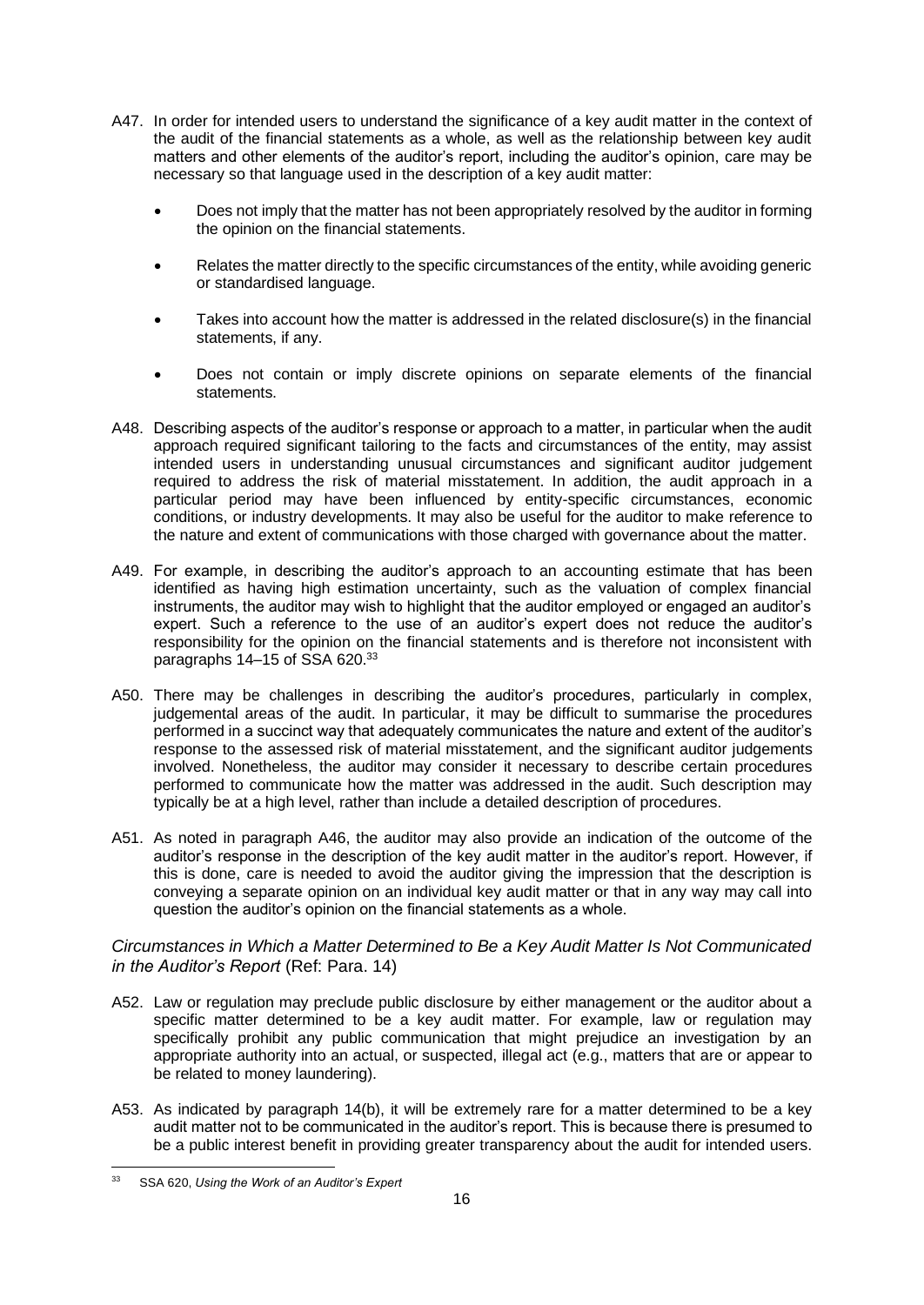A47. In order for intended users to understand the significance of a key audit matter in the context of the audit of the financial statements as a whole, as well as the relationship between key audit matters and other elements of the auditor's report, including the auditor's opinion, care may be necessary so that language used in the description of a key audit matter:

- Does not imply that the matter has not been appropriately resolved by the auditor in forming the opinion on the financial statements.
- Relates the matter directly to the specific circumstances of the entity, while avoiding generic or standardised language.
- Takes into account how the matter is addressed in the related disclosure(s) in the financial statements, if any.
- Does not contain or imply discrete opinions on separate elements of the financial statements.

A48. Describing aspects of the auditor's response or approach to a matter, in particular when the audit approach required significant tailoring to the facts and circumstances of the entity, may assist intended users in understanding unusual circumstances and significant auditor judgement required to address the risk of material misstatement. In addition, the audit approach in a particular period may have been influenced by entity-specific circumstances, economic conditions, or industry developments. It may also be useful for the auditor to make reference to the nature and extent of communications with those charged with governance about the matter.

A49. For example, in describing the auditor's approach to an accounting estimate that has been identified as having high estimation uncertainty, such as the valuation of complex financial instruments, the auditor may wish to highlight that the auditor employed or engaged an auditor's expert. Such a reference to the use of an auditor's expert does not reduce the auditor's responsibility for the opinion on the financial statements and is therefore not inconsistent with paragraphs 14–15 of SSA 620.[33]

A50. There may be challenges in describing the auditor's procedures, particularly in complex, judgemental areas of the audit. In particular, it may be difficult to summarise the procedures performed in a succinct way that adequately communicates the nature and extent of the auditor's response to the assessed risk of material misstatement, and the significant auditor judgements involved. Nonetheless, the auditor may consider it necessary to describe certain procedures performed to communicate how the matter was addressed in the audit. Such description may typically be at a high level, rather than include a detailed description of procedures.

A51. As noted in paragraph A46, the auditor may also provide an indication of the outcome of the auditor's response in the description of the key audit matter in the auditor's report. However, if this is done, care is needed to avoid the auditor giving the impression that the description is conveying a separate opinion on an individual key audit matter or that in any way may call into question the auditor's opinion on the financial statements as a whole.

*Circumstances in Which a Matter Determined to Be a Key Audit Matter Is Not Communicated in the Auditor's Report* (Ref: Para. 14)

A52. Law or regulation may preclude public disclosure by either management or the auditor about a specific matter determined to be a key audit matter. For example, law or regulation may specifically prohibit any public communication that might prejudice an investigation by an appropriate authority into an actual, or suspected, illegal act (e.g., matters that are or appear to be related to money laundering).

A53. As indicated by paragraph 14(b), it will be extremely rare for a matter determined to be a key audit matter not to be communicated in the auditor's report. This is because there is presumed to be a public interest benefit in providing greater transparency about the audit for intended users.

---

[33] SSA 620, *Using the Work of an Auditor's Expert*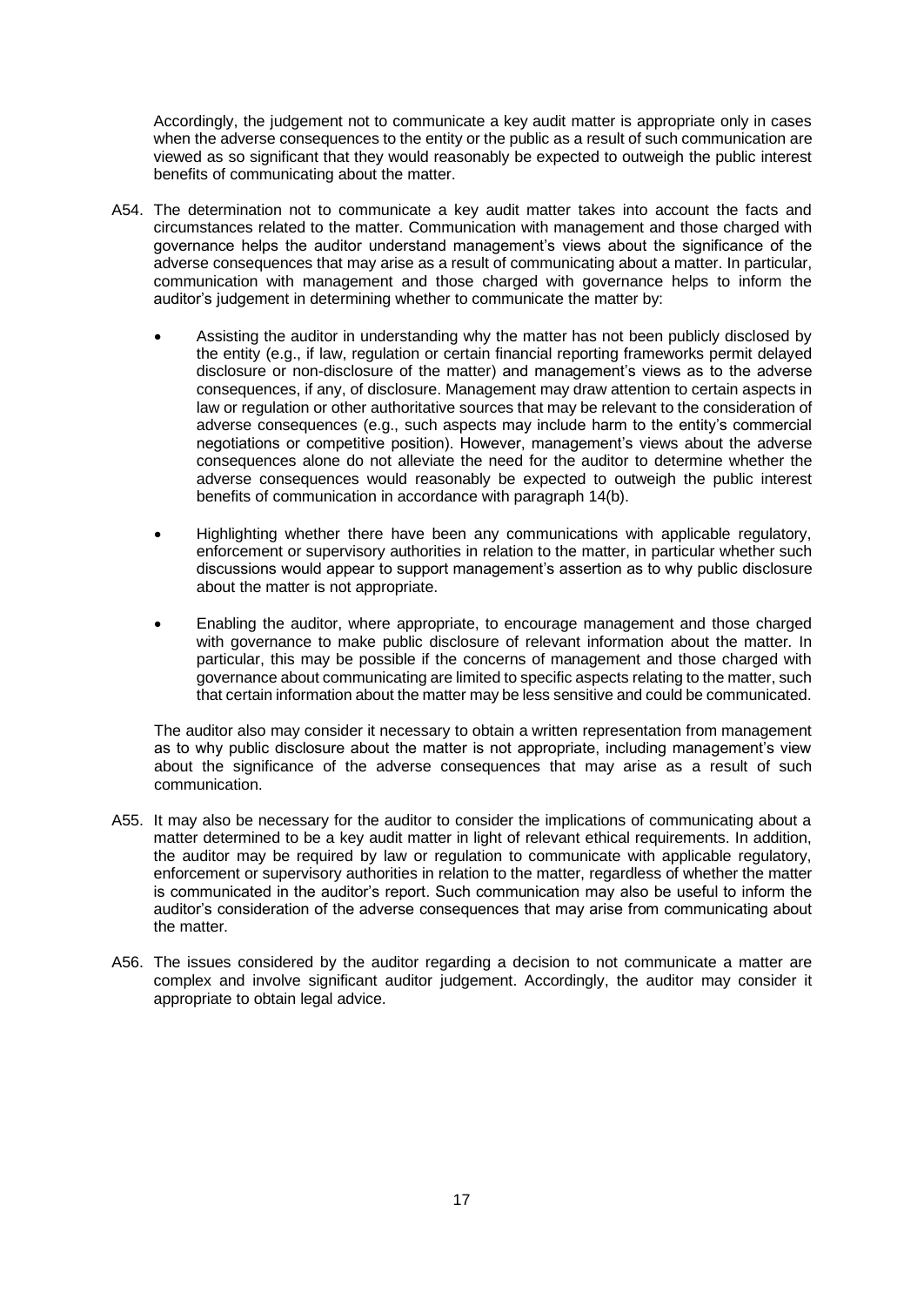Accordingly, the judgement not to communicate a key audit matter is appropriate only in cases when the adverse consequences to the entity or the public as a result of such communication are viewed as so significant that they would reasonably be expected to outweigh the public interest benefits of communicating about the matter.

A54. The determination not to communicate a key audit matter takes into account the facts and circumstances related to the matter. Communication with management and those charged with governance helps the auditor understand management's views about the significance of the adverse consequences that may arise as a result of communicating about a matter. In particular, communication with management and those charged with governance helps to inform the auditor's judgement in determining whether to communicate the matter by:

- Assisting the auditor in understanding why the matter has not been publicly disclosed by the entity (e.g., if law, regulation or certain financial reporting frameworks permit delayed disclosure or non-disclosure of the matter) and management's views as to the adverse consequences, if any, of disclosure. Management may draw attention to certain aspects in law or regulation or other authoritative sources that may be relevant to the consideration of adverse consequences (e.g., such aspects may include harm to the entity's commercial negotiations or competitive position). However, management's views about the adverse consequences alone do not alleviate the need for the auditor to determine whether the adverse consequences would reasonably be expected to outweigh the public interest benefits of communication in accordance with paragraph 14(b).
- Highlighting whether there have been any communications with applicable regulatory, enforcement or supervisory authorities in relation to the matter, in particular whether such discussions would appear to support management's assertion as to why public disclosure about the matter is not appropriate.
- Enabling the auditor, where appropriate, to encourage management and those charged with governance to make public disclosure of relevant information about the matter. In particular, this may be possible if the concerns of management and those charged with governance about communicating are limited to specific aspects relating to the matter, such that certain information about the matter may be less sensitive and could be communicated.

The auditor also may consider it necessary to obtain a written representation from management as to why public disclosure about the matter is not appropriate, including management's view about the significance of the adverse consequences that may arise as a result of such communication.

A55. It may also be necessary for the auditor to consider the implications of communicating about a matter determined to be a key audit matter in light of relevant ethical requirements. In addition, the auditor may be required by law or regulation to communicate with applicable regulatory, enforcement or supervisory authorities in relation to the matter, regardless of whether the matter is communicated in the auditor's report. Such communication may also be useful to inform the auditor's consideration of the adverse consequences that may arise from communicating about the matter.

A56. The issues considered by the auditor regarding a decision to not communicate a matter are complex and involve significant auditor judgement. Accordingly, the auditor may consider it appropriate to obtain legal advice.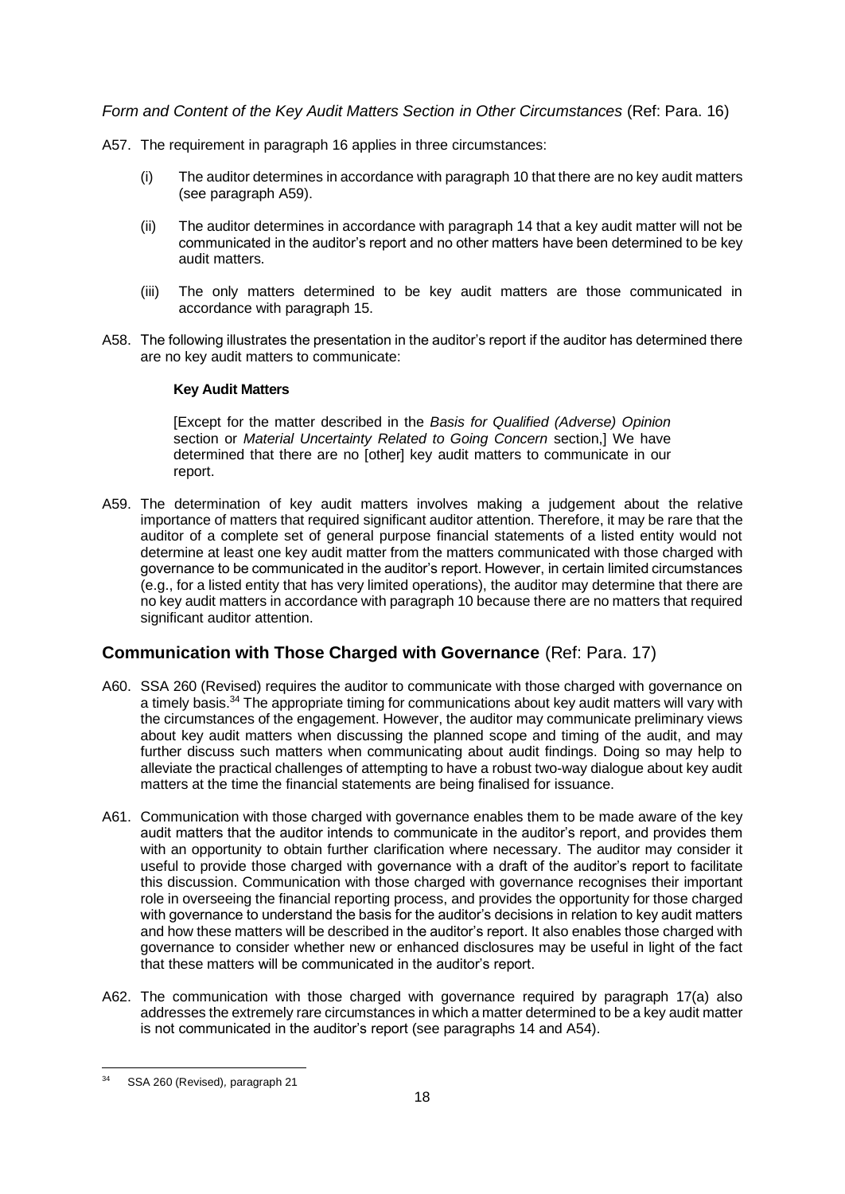*Form and Content of the Key Audit Matters Section in Other Circumstances* (Ref: Para. 16)

A57. The requirement in paragraph 16 applies in three circumstances:

(i) The auditor determines in accordance with paragraph 10 that there are no key audit matters (see paragraph A59).

(ii) The auditor determines in accordance with paragraph 14 that a key audit matter will not be communicated in the auditor's report and no other matters have been determined to be key audit matters.

(iii) The only matters determined to be key audit matters are those communicated in accordance with paragraph 15.

A58. The following illustrates the presentation in the auditor's report if the auditor has determined there are no key audit matters to communicate:

> **Key Audit Matters**
>
> [Except for the matter described in the *Basis for Qualified (Adverse) Opinion* section or *Material Uncertainty Related to Going Concern* section,] We have determined that there are no [other] key audit matters to communicate in our report.

A59. The determination of key audit matters involves making a judgement about the relative importance of matters that required significant auditor attention. Therefore, it may be rare that the auditor of a complete set of general purpose financial statements of a listed entity would not determine at least one key audit matter from the matters communicated with those charged with governance to be communicated in the auditor's report. However, in certain limited circumstances (e.g., for a listed entity that has very limited operations), the auditor may determine that there are no key audit matters in accordance with paragraph 10 because there are no matters that required significant auditor attention.

## Communication with Those Charged with Governance (Ref: Para. 17)

A60. SSA 260 (Revised) requires the auditor to communicate with those charged with governance on a timely basis.[34] The appropriate timing for communications about key audit matters will vary with the circumstances of the engagement. However, the auditor may communicate preliminary views about key audit matters when discussing the planned scope and timing of the audit, and may further discuss such matters when communicating about audit findings. Doing so may help to alleviate the practical challenges of attempting to have a robust two-way dialogue about key audit matters at the time the financial statements are being finalised for issuance.

A61. Communication with those charged with governance enables them to be made aware of the key audit matters that the auditor intends to communicate in the auditor's report, and provides them with an opportunity to obtain further clarification where necessary. The auditor may consider it useful to provide those charged with governance with a draft of the auditor's report to facilitate this discussion. Communication with those charged with governance recognises their important role in overseeing the financial reporting process, and provides the opportunity for those charged with governance to understand the basis for the auditor's decisions in relation to key audit matters and how these matters will be described in the auditor's report. It also enables those charged with governance to consider whether new or enhanced disclosures may be useful in light of the fact that these matters will be communicated in the auditor's report.

A62. The communication with those charged with governance required by paragraph 17(a) also addresses the extremely rare circumstances in which a matter determined to be a key audit matter is not communicated in the auditor's report (see paragraphs 14 and A54).

---

[34] SSA 260 (Revised), paragraph 21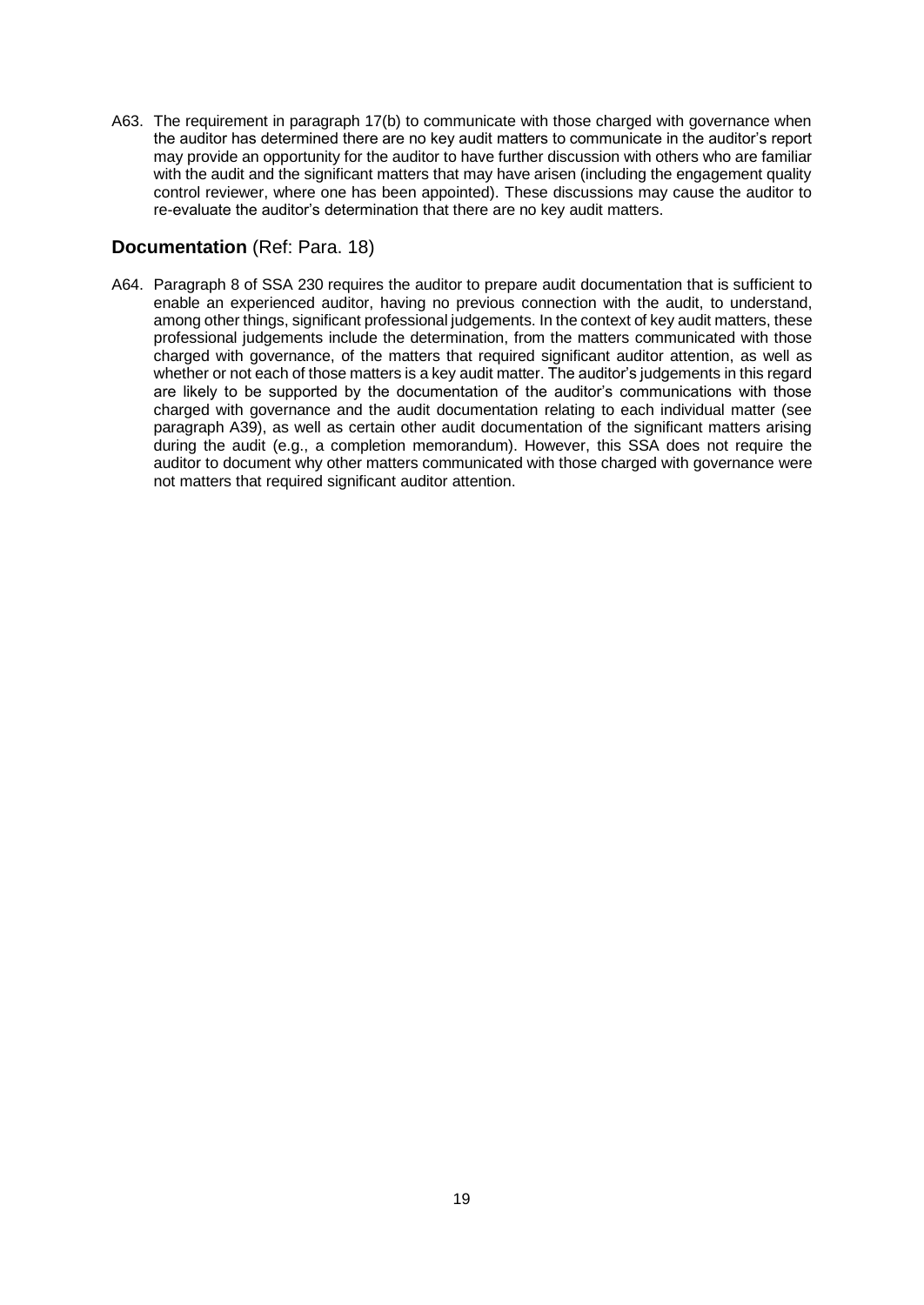A63. The requirement in paragraph 17(b) to communicate with those charged with governance when the auditor has determined there are no key audit matters to communicate in the auditor's report may provide an opportunity for the auditor to have further discussion with others who are familiar with the audit and the significant matters that may have arisen (including the engagement quality control reviewer, where one has been appointed). These discussions may cause the auditor to re-evaluate the auditor's determination that there are no key audit matters.

## **Documentation** (Ref: Para. 18)

A64. Paragraph 8 of SSA 230 requires the auditor to prepare audit documentation that is sufficient to enable an experienced auditor, having no previous connection with the audit, to understand, among other things, significant professional judgements. In the context of key audit matters, these professional judgements include the determination, from the matters communicated with those charged with governance, of the matters that required significant auditor attention, as well as whether or not each of those matters is a key audit matter. The auditor's judgements in this regard are likely to be supported by the documentation of the auditor's communications with those charged with governance and the audit documentation relating to each individual matter (see paragraph A39), as well as certain other audit documentation of the significant matters arising during the audit (e.g., a completion memorandum). However, this SSA does not require the auditor to document why other matters communicated with those charged with governance were not matters that required significant auditor attention.